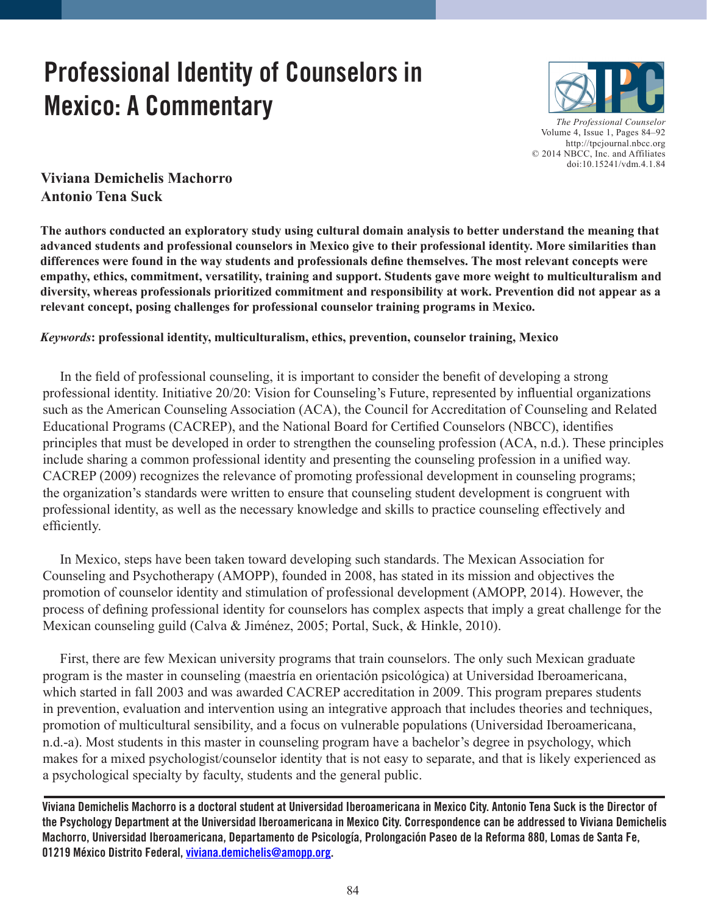# Professional Identity of Counselors in Mexico: A Commentary

**Viviana Demichelis Machorro**
**Antonio Tena Suck**

**The authors conducted an exploratory study using cultural domain analysis to better understand the meaning that advanced students and professional counselors in Mexico give to their professional identity. More similarities than differences were found in the way students and professionals define themselves. The most relevant concepts were empathy, ethics, commitment, versatility, training and support. Students gave more weight to multiculturalism and diversity, whereas professionals prioritized commitment and responsibility at work. Prevention did not appear as a relevant concept, posing challenges for professional counselor training programs in Mexico.**

***Keywords*: professional identity, multiculturalism, ethics, prevention, counselor training, Mexico**

In the field of professional counseling, it is important to consider the benefit of developing a strong professional identity. Initiative 20/20: Vision for Counseling's Future, represented by influential organizations such as the American Counseling Association (ACA), the Council for Accreditation of Counseling and Related Educational Programs (CACREP), and the National Board for Certified Counselors (NBCC), identifies principles that must be developed in order to strengthen the counseling profession (ACA, n.d.). These principles include sharing a common professional identity and presenting the counseling profession in a unified way. CACREP (2009) recognizes the relevance of promoting professional development in counseling programs; the organization's standards were written to ensure that counseling student development is congruent with professional identity, as well as the necessary knowledge and skills to practice counseling effectively and efficiently.

In Mexico, steps have been taken toward developing such standards. The Mexican Association for Counseling and Psychotherapy (AMOPP), founded in 2008, has stated in its mission and objectives the promotion of counselor identity and stimulation of professional development (AMOPP, 2014). However, the process of defining professional identity for counselors has complex aspects that imply a great challenge for the Mexican counseling guild (Calva & Jiménez, 2005; Portal, Suck, & Hinkle, 2010).

First, there are few Mexican university programs that train counselors. The only such Mexican graduate program is the master in counseling (maestría en orientación psicológica) at Universidad Iberoamericana, which started in fall 2003 and was awarded CACREP accreditation in 2009. This program prepares students in prevention, evaluation and intervention using an integrative approach that includes theories and techniques, promotion of multicultural sensibility, and a focus on vulnerable populations (Universidad Iberoamericana, n.d.-a). Most students in this master in counseling program have a bachelor's degree in psychology, which makes for a mixed psychologist/counselor identity that is not easy to separate, and that is likely experienced as a psychological specialty by faculty, students and the general public.

---

**Viviana Demichelis Machorro is a doctoral student at Universidad Iberoamericana in Mexico City. Antonio Tena Suck is the Director of the Psychology Department at the Universidad Iberoamericana in Mexico City. Correspondence can be addressed to Viviana Demichelis Machorro, Universidad Iberoamericana, Departamento de Psicología, Prolongación Paseo de la Reforma 880, Lomas de Santa Fe, 01219 México Distrito Federal, viviana.demichelis@amopp.org.**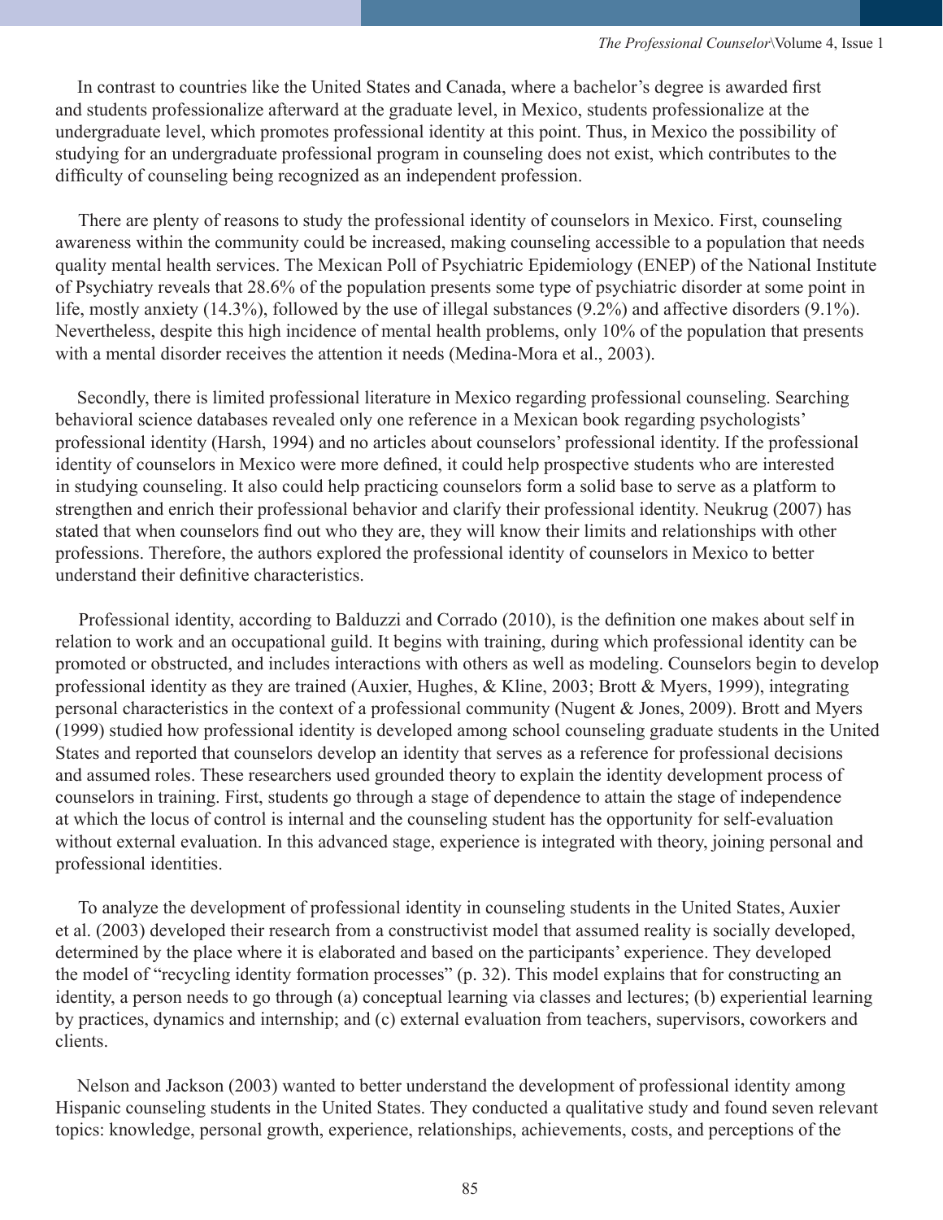In contrast to countries like the United States and Canada, where a bachelor's degree is awarded first and students professionalize afterward at the graduate level, in Mexico, students professionalize at the undergraduate level, which promotes professional identity at this point. Thus, in Mexico the possibility of studying for an undergraduate professional program in counseling does not exist, which contributes to the difficulty of counseling being recognized as an independent profession.

There are plenty of reasons to study the professional identity of counselors in Mexico. First, counseling awareness within the community could be increased, making counseling accessible to a population that needs quality mental health services. The Mexican Poll of Psychiatric Epidemiology (ENEP) of the National Institute of Psychiatry reveals that 28.6% of the population presents some type of psychiatric disorder at some point in life, mostly anxiety (14.3%), followed by the use of illegal substances (9.2%) and affective disorders (9.1%). Nevertheless, despite this high incidence of mental health problems, only 10% of the population that presents with a mental disorder receives the attention it needs (Medina-Mora et al., 2003).

Secondly, there is limited professional literature in Mexico regarding professional counseling. Searching behavioral science databases revealed only one reference in a Mexican book regarding psychologists' professional identity (Harsh, 1994) and no articles about counselors' professional identity. If the professional identity of counselors in Mexico were more defined, it could help prospective students who are interested in studying counseling. It also could help practicing counselors form a solid base to serve as a platform to strengthen and enrich their professional behavior and clarify their professional identity. Neukrug (2007) has stated that when counselors find out who they are, they will know their limits and relationships with other professions. Therefore, the authors explored the professional identity of counselors in Mexico to better understand their definitive characteristics.

Professional identity, according to Balduzzi and Corrado (2010), is the definition one makes about self in relation to work and an occupational guild. It begins with training, during which professional identity can be promoted or obstructed, and includes interactions with others as well as modeling. Counselors begin to develop professional identity as they are trained (Auxier, Hughes, & Kline, 2003; Brott & Myers, 1999), integrating personal characteristics in the context of a professional community (Nugent & Jones, 2009). Brott and Myers (1999) studied how professional identity is developed among school counseling graduate students in the United States and reported that counselors develop an identity that serves as a reference for professional decisions and assumed roles. These researchers used grounded theory to explain the identity development process of counselors in training. First, students go through a stage of dependence to attain the stage of independence at which the locus of control is internal and the counseling student has the opportunity for self-evaluation without external evaluation. In this advanced stage, experience is integrated with theory, joining personal and professional identities.

To analyze the development of professional identity in counseling students in the United States, Auxier et al. (2003) developed their research from a constructivist model that assumed reality is socially developed, determined by the place where it is elaborated and based on the participants' experience. They developed the model of "recycling identity formation processes" (p. 32). This model explains that for constructing an identity, a person needs to go through (a) conceptual learning via classes and lectures; (b) experiential learning by practices, dynamics and internship; and (c) external evaluation from teachers, supervisors, coworkers and clients.

Nelson and Jackson (2003) wanted to better understand the development of professional identity among Hispanic counseling students in the United States. They conducted a qualitative study and found seven relevant topics: knowledge, personal growth, experience, relationships, achievements, costs, and perceptions of the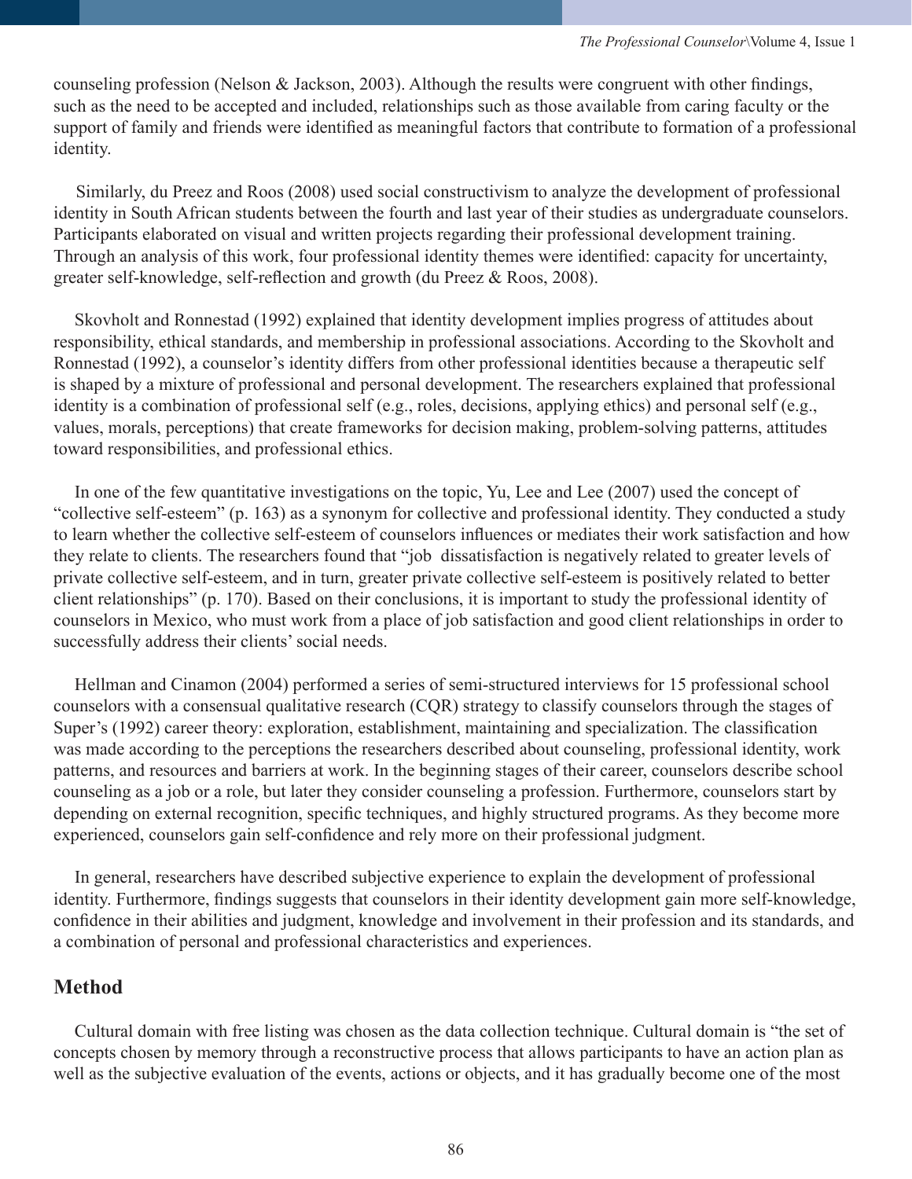counseling profession (Nelson & Jackson, 2003). Although the results were congruent with other findings, such as the need to be accepted and included, relationships such as those available from caring faculty or the support of family and friends were identified as meaningful factors that contribute to formation of a professional identity.

Similarly, du Preez and Roos (2008) used social constructivism to analyze the development of professional identity in South African students between the fourth and last year of their studies as undergraduate counselors. Participants elaborated on visual and written projects regarding their professional development training. Through an analysis of this work, four professional identity themes were identified: capacity for uncertainty, greater self-knowledge, self-reflection and growth (du Preez & Roos, 2008).

Skovholt and Ronnestad (1992) explained that identity development implies progress of attitudes about responsibility, ethical standards, and membership in professional associations. According to the Skovholt and Ronnestad (1992), a counselor's identity differs from other professional identities because a therapeutic self is shaped by a mixture of professional and personal development. The researchers explained that professional identity is a combination of professional self (e.g., roles, decisions, applying ethics) and personal self (e.g., values, morals, perceptions) that create frameworks for decision making, problem-solving patterns, attitudes toward responsibilities, and professional ethics.

In one of the few quantitative investigations on the topic, Yu, Lee and Lee (2007) used the concept of "collective self-esteem" (p. 163) as a synonym for collective and professional identity. They conducted a study to learn whether the collective self-esteem of counselors influences or mediates their work satisfaction and how they relate to clients. The researchers found that "job dissatisfaction is negatively related to greater levels of private collective self-esteem, and in turn, greater private collective self-esteem is positively related to better client relationships" (p. 170). Based on their conclusions, it is important to study the professional identity of counselors in Mexico, who must work from a place of job satisfaction and good client relationships in order to successfully address their clients' social needs.

Hellman and Cinamon (2004) performed a series of semi-structured interviews for 15 professional school counselors with a consensual qualitative research (CQR) strategy to classify counselors through the stages of Super's (1992) career theory: exploration, establishment, maintaining and specialization. The classification was made according to the perceptions the researchers described about counseling, professional identity, work patterns, and resources and barriers at work. In the beginning stages of their career, counselors describe school counseling as a job or a role, but later they consider counseling a profession. Furthermore, counselors start by depending on external recognition, specific techniques, and highly structured programs. As they become more experienced, counselors gain self-confidence and rely more on their professional judgment.

In general, researchers have described subjective experience to explain the development of professional identity. Furthermore, findings suggests that counselors in their identity development gain more self-knowledge, confidence in their abilities and judgment, knowledge and involvement in their profession and its standards, and a combination of personal and professional characteristics and experiences.

## Method

Cultural domain with free listing was chosen as the data collection technique. Cultural domain is "the set of concepts chosen by memory through a reconstructive process that allows participants to have an action plan as well as the subjective evaluation of the events, actions or objects, and it has gradually become one of the most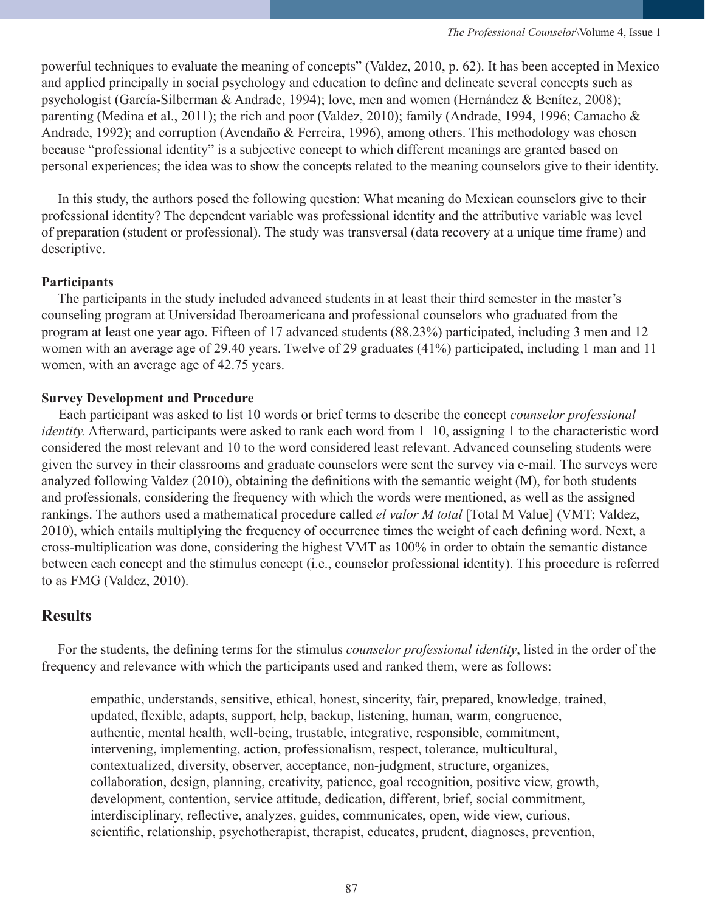powerful techniques to evaluate the meaning of concepts" (Valdez, 2010, p. 62). It has been accepted in Mexico and applied principally in social psychology and education to define and delineate several concepts such as psychologist (García-Silberman & Andrade, 1994); love, men and women (Hernández & Benítez, 2008); parenting (Medina et al., 2011); the rich and poor (Valdez, 2010); family (Andrade, 1994, 1996; Camacho & Andrade, 1992); and corruption (Avendaño & Ferreira, 1996), among others. This methodology was chosen because "professional identity" is a subjective concept to which different meanings are granted based on personal experiences; the idea was to show the concepts related to the meaning counselors give to their identity.

In this study, the authors posed the following question: What meaning do Mexican counselors give to their professional identity? The dependent variable was professional identity and the attributive variable was level of preparation (student or professional). The study was transversal (data recovery at a unique time frame) and descriptive.

**Participants**

The participants in the study included advanced students in at least their third semester in the master's counseling program at Universidad Iberoamericana and professional counselors who graduated from the program at least one year ago. Fifteen of 17 advanced students (88.23%) participated, including 3 men and 12 women with an average age of 29.40 years. Twelve of 29 graduates (41%) participated, including 1 man and 11 women, with an average age of 42.75 years.

**Survey Development and Procedure**

Each participant was asked to list 10 words or brief terms to describe the concept *counselor professional identity.* Afterward, participants were asked to rank each word from 1–10, assigning 1 to the characteristic word considered the most relevant and 10 to the word considered least relevant. Advanced counseling students were given the survey in their classrooms and graduate counselors were sent the survey via e-mail. The surveys were analyzed following Valdez (2010), obtaining the definitions with the semantic weight (M), for both students and professionals, considering the frequency with which the words were mentioned, as well as the assigned rankings. The authors used a mathematical procedure called *el valor M total* [Total M Value] (VMT; Valdez, 2010), which entails multiplying the frequency of occurrence times the weight of each defining word. Next, a cross-multiplication was done, considering the highest VMT as 100% in order to obtain the semantic distance between each concept and the stimulus concept (i.e., counselor professional identity). This procedure is referred to as FMG (Valdez, 2010).

## Results

For the students, the defining terms for the stimulus *counselor professional identity*, listed in the order of the frequency and relevance with which the participants used and ranked them, were as follows:

> empathic, understands, sensitive, ethical, honest, sincerity, fair, prepared, knowledge, trained, updated, flexible, adapts, support, help, backup, listening, human, warm, congruence, authentic, mental health, well-being, trustable, integrative, responsible, commitment, intervening, implementing, action, professionalism, respect, tolerance, multicultural, contextualized, diversity, observer, acceptance, non-judgment, structure, organizes, collaboration, design, planning, creativity, patience, goal recognition, positive view, growth, development, contention, service attitude, dedication, different, brief, social commitment, interdisciplinary, reflective, analyzes, guides, communicates, open, wide view, curious, scientific, relationship, psychotherapist, therapist, educates, prudent, diagnoses, prevention,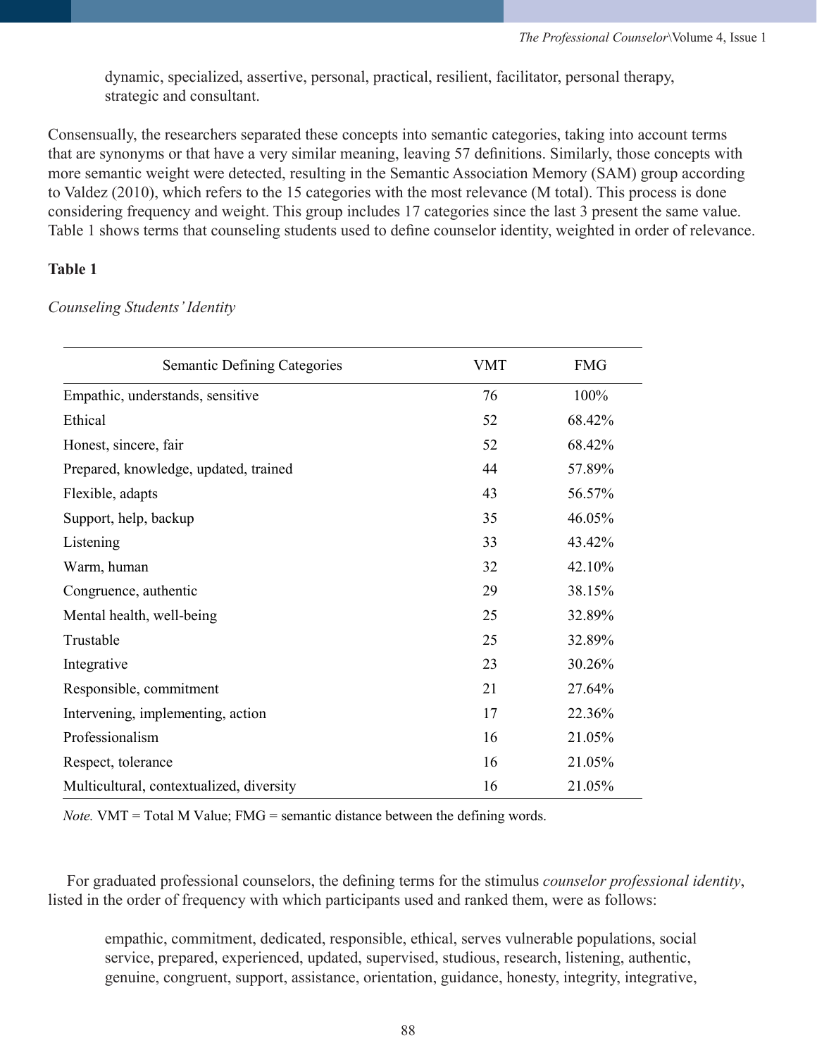dynamic, specialized, assertive, personal, practical, resilient, facilitator, personal therapy, strategic and consultant.

Consensually, the researchers separated these concepts into semantic categories, taking into account terms that are synonyms or that have a very similar meaning, leaving 57 definitions. Similarly, those concepts with more semantic weight were detected, resulting in the Semantic Association Memory (SAM) group according to Valdez (2010), which refers to the 15 categories with the most relevance (M total). This process is done considering frequency and weight. This group includes 17 categories since the last 3 present the same value. Table 1 shows terms that counseling students used to define counselor identity, weighted in order of relevance.

**Table 1**

*Counseling Students' Identity*

| Semantic Defining Categories | VMT | FMG |
|---|---|---|
| Empathic, understands, sensitive | 76 | 100% |
| Ethical | 52 | 68.42% |
| Honest, sincere, fair | 52 | 68.42% |
| Prepared, knowledge, updated, trained | 44 | 57.89% |
| Flexible, adapts | 43 | 56.57% |
| Support, help, backup | 35 | 46.05% |
| Listening | 33 | 43.42% |
| Warm, human | 32 | 42.10% |
| Congruence, authentic | 29 | 38.15% |
| Mental health, well-being | 25 | 32.89% |
| Trustable | 25 | 32.89% |
| Integrative | 23 | 30.26% |
| Responsible, commitment | 21 | 27.64% |
| Intervening, implementing, action | 17 | 22.36% |
| Professionalism | 16 | 21.05% |
| Respect, tolerance | 16 | 21.05% |
| Multicultural, contextualized, diversity | 16 | 21.05% |

*Note.* VMT = Total M Value; FMG = semantic distance between the defining words.

For graduated professional counselors, the defining terms for the stimulus *counselor professional identity*, listed in the order of frequency with which participants used and ranked them, were as follows:

empathic, commitment, dedicated, responsible, ethical, serves vulnerable populations, social service, prepared, experienced, updated, supervised, studious, research, listening, authentic, genuine, congruent, support, assistance, orientation, guidance, honesty, integrity, integrative,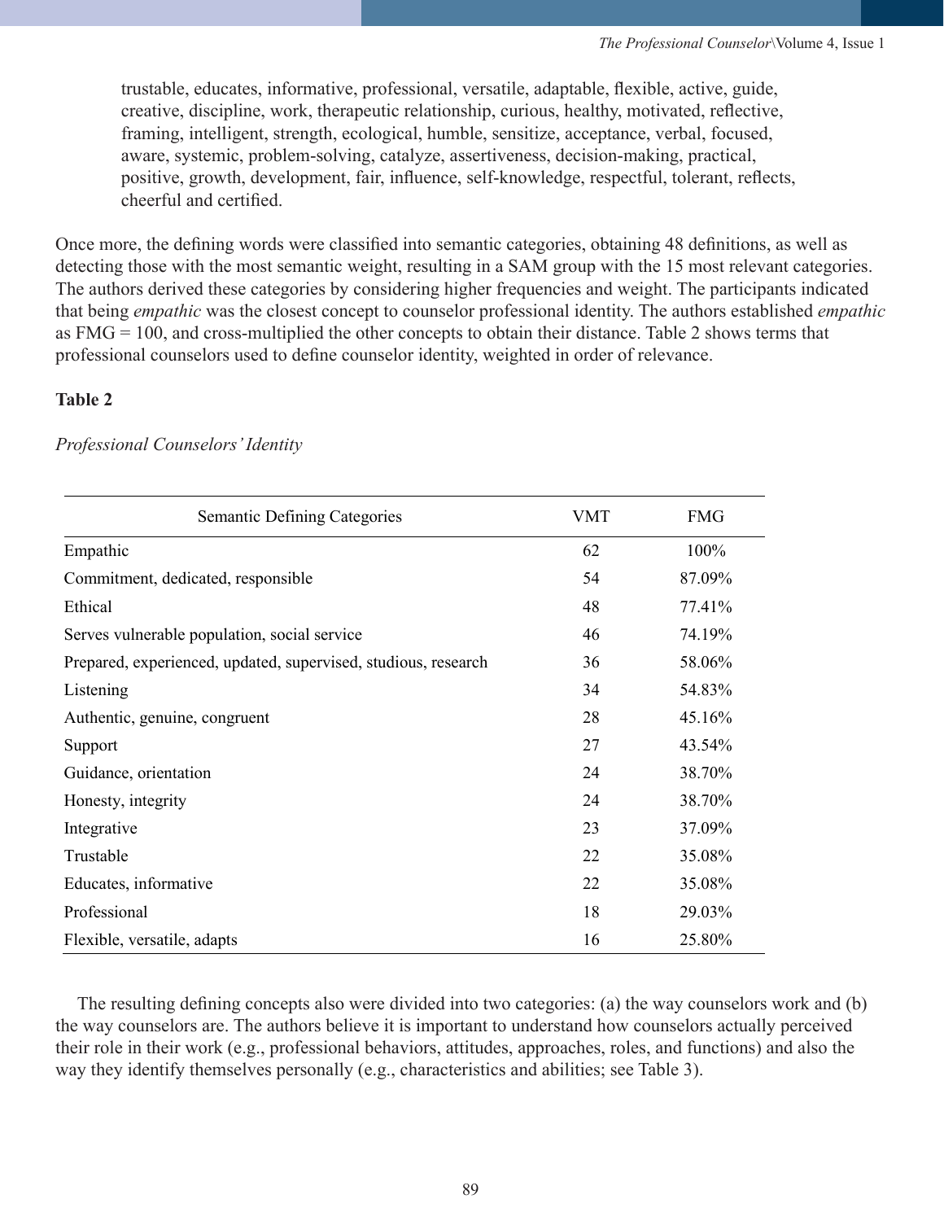trustable, educates, informative, professional, versatile, adaptable, flexible, active, guide, creative, discipline, work, therapeutic relationship, curious, healthy, motivated, reflective, framing, intelligent, strength, ecological, humble, sensitize, acceptance, verbal, focused, aware, systemic, problem-solving, catalyze, assertiveness, decision-making, practical, positive, growth, development, fair, influence, self-knowledge, respectful, tolerant, reflects, cheerful and certified.

Once more, the defining words were classified into semantic categories, obtaining 48 definitions, as well as detecting those with the most semantic weight, resulting in a SAM group with the 15 most relevant categories. The authors derived these categories by considering higher frequencies and weight. The participants indicated that being *empathic* was the closest concept to counselor professional identity. The authors established *empathic* as FMG = 100, and cross-multiplied the other concepts to obtain their distance. Table 2 shows terms that professional counselors used to define counselor identity, weighted in order of relevance.

**Table 2**

*Professional Counselors' Identity*

| Semantic Defining Categories | VMT | FMG |
|---|---|---|
| Empathic | 62 | 100% |
| Commitment, dedicated, responsible | 54 | 87.09% |
| Ethical | 48 | 77.41% |
| Serves vulnerable population, social service | 46 | 74.19% |
| Prepared, experienced, updated, supervised, studious, research | 36 | 58.06% |
| Listening | 34 | 54.83% |
| Authentic, genuine, congruent | 28 | 45.16% |
| Support | 27 | 43.54% |
| Guidance, orientation | 24 | 38.70% |
| Honesty, integrity | 24 | 38.70% |
| Integrative | 23 | 37.09% |
| Trustable | 22 | 35.08% |
| Educates, informative | 22 | 35.08% |
| Professional | 18 | 29.03% |
| Flexible, versatile, adapts | 16 | 25.80% |

The resulting defining concepts also were divided into two categories: (a) the way counselors work and (b) the way counselors are. The authors believe it is important to understand how counselors actually perceived their role in their work (e.g., professional behaviors, attitudes, approaches, roles, and functions) and also the way they identify themselves personally (e.g., characteristics and abilities; see Table 3).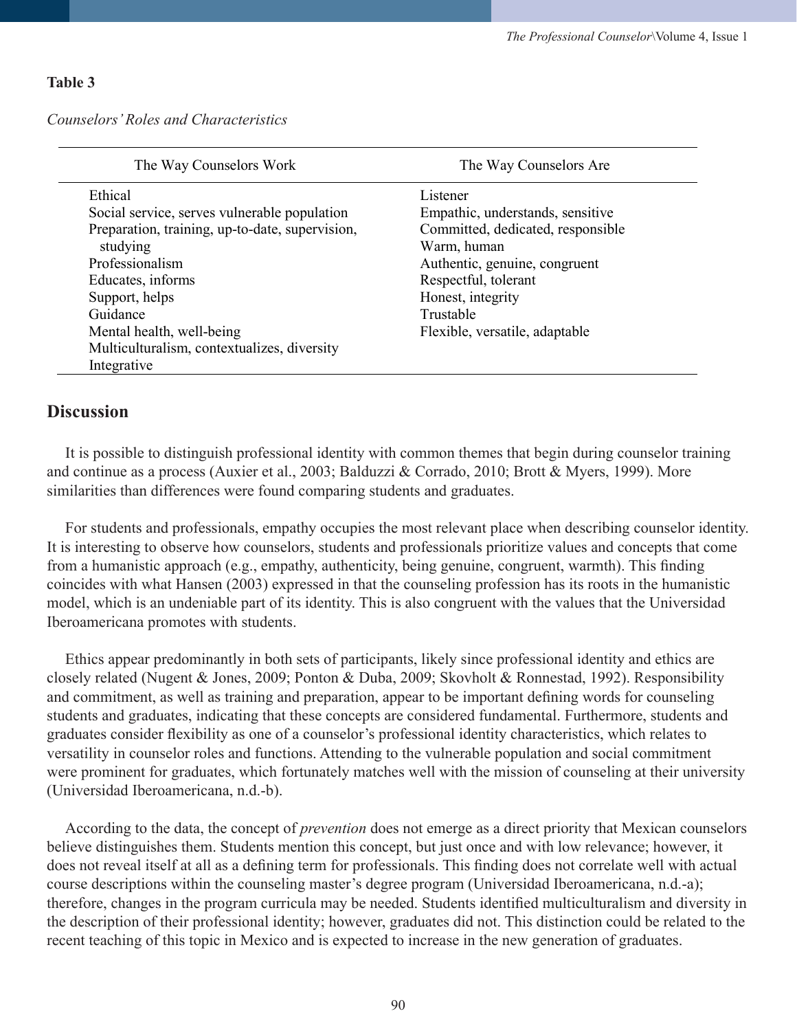**Table 3**

*Counselors' Roles and Characteristics*

| The Way Counselors Work | The Way Counselors Are |
|---|---|
| Ethical | Listener |
| Social service, serves vulnerable population | Empathic, understands, sensitive |
| Preparation, training, up-to-date, supervision, studying | Committed, dedicated, responsible |
| Professionalism | Warm, human |
| Educates, informs | Authentic, genuine, congruent |
| Support, helps | Respectful, tolerant |
| Guidance | Honest, integrity |
| Mental health, well-being | Trustable |
| Multiculturalism, contextualizes, diversity | Flexible, versatile, adaptable |
| Integrative | |

## Discussion

It is possible to distinguish professional identity with common themes that begin during counselor training and continue as a process (Auxier et al., 2003; Balduzzi & Corrado, 2010; Brott & Myers, 1999). More similarities than differences were found comparing students and graduates.

For students and professionals, empathy occupies the most relevant place when describing counselor identity. It is interesting to observe how counselors, students and professionals prioritize values and concepts that come from a humanistic approach (e.g., empathy, authenticity, being genuine, congruent, warmth). This finding coincides with what Hansen (2003) expressed in that the counseling profession has its roots in the humanistic model, which is an undeniable part of its identity. This is also congruent with the values that the Universidad Iberoamericana promotes with students.

Ethics appear predominantly in both sets of participants, likely since professional identity and ethics are closely related (Nugent & Jones, 2009; Ponton & Duba, 2009; Skovholt & Ronnestad, 1992). Responsibility and commitment, as well as training and preparation, appear to be important defining words for counseling students and graduates, indicating that these concepts are considered fundamental. Furthermore, students and graduates consider flexibility as one of a counselor's professional identity characteristics, which relates to versatility in counselor roles and functions. Attending to the vulnerable population and social commitment were prominent for graduates, which fortunately matches well with the mission of counseling at their university (Universidad Iberoamericana, n.d.-b).

According to the data, the concept of *prevention* does not emerge as a direct priority that Mexican counselors believe distinguishes them. Students mention this concept, but just once and with low relevance; however, it does not reveal itself at all as a defining term for professionals. This finding does not correlate well with actual course descriptions within the counseling master's degree program (Universidad Iberoamericana, n.d.-a); therefore, changes in the program curricula may be needed. Students identified multiculturalism and diversity in the description of their professional identity; however, graduates did not. This distinction could be related to the recent teaching of this topic in Mexico and is expected to increase in the new generation of graduates.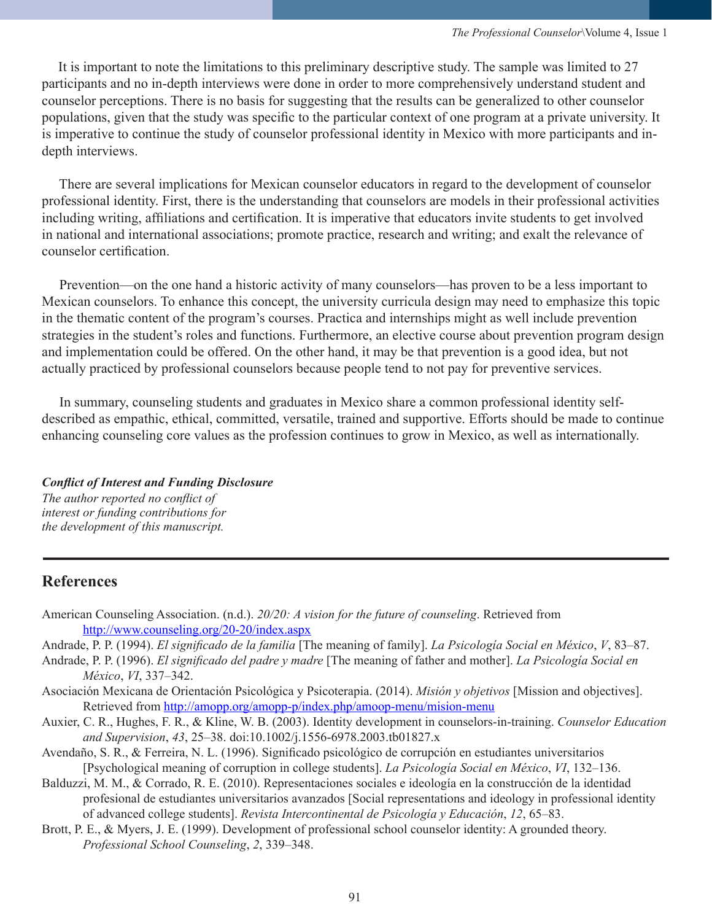It is important to note the limitations to this preliminary descriptive study. The sample was limited to 27 participants and no in-depth interviews were done in order to more comprehensively understand student and counselor perceptions. There is no basis for suggesting that the results can be generalized to other counselor populations, given that the study was specific to the particular context of one program at a private university. It is imperative to continue the study of counselor professional identity in Mexico with more participants and in-depth interviews.

There are several implications for Mexican counselor educators in regard to the development of counselor professional identity. First, there is the understanding that counselors are models in their professional activities including writing, affiliations and certification. It is imperative that educators invite students to get involved in national and international associations; promote practice, research and writing; and exalt the relevance of counselor certification.

Prevention—on the one hand a historic activity of many counselors—has proven to be a less important to Mexican counselors. To enhance this concept, the university curricula design may need to emphasize this topic in the thematic content of the program's courses. Practica and internships might as well include prevention strategies in the student's roles and functions. Furthermore, an elective course about prevention program design and implementation could be offered. On the other hand, it may be that prevention is a good idea, but not actually practiced by professional counselors because people tend to not pay for preventive services.

In summary, counseling students and graduates in Mexico share a common professional identity self-described as empathic, ethical, committed, versatile, trained and supportive. Efforts should be made to continue enhancing counseling core values as the profession continues to grow in Mexico, as well as internationally.

***Conflict of Interest and Funding Disclosure***
*The author reported no conflict of interest or funding contributions for the development of this manuscript.*

## References

American Counseling Association. (n.d.). *20/20: A vision for the future of counseling*. Retrieved from http://www.counseling.org/20-20/index.aspx

Andrade, P. P. (1994). *El significado de la familia* [The meaning of family]. *La Psicología Social en México*, *V*, 83–87.

Andrade, P. P. (1996). *El significado del padre y madre* [The meaning of father and mother]. *La Psicología Social en México*, *VI*, 337–342.

Asociación Mexicana de Orientación Psicológica y Psicoterapia. (2014). *Misión y objetivos* [Mission and objectives]. Retrieved from http://amopp.org/amopp-p/index.php/amoop-menu/mision-menu

Auxier, C. R., Hughes, F. R., & Kline, W. B. (2003). Identity development in counselors-in-training. *Counselor Education and Supervision*, *43*, 25–38. doi:10.1002/j.1556-6978.2003.tb01827.x

Avendaño, S. R., & Ferreira, N. L. (1996). Significado psicológico de corrupción en estudiantes universitarios [Psychological meaning of corruption in college students]. *La Psicología Social en México*, *VI*, 132–136.

Balduzzi, M. M., & Corrado, R. E. (2010). Representaciones sociales e ideología en la construcción de la identidad profesional de estudiantes universitarios avanzados [Social representations and ideology in professional identity of advanced college students]. *Revista Intercontinental de Psicología y Educación*, *12*, 65–83.

Brott, P. E., & Myers, J. E. (1999). Development of professional school counselor identity: A grounded theory. *Professional School Counseling*, *2*, 339–348.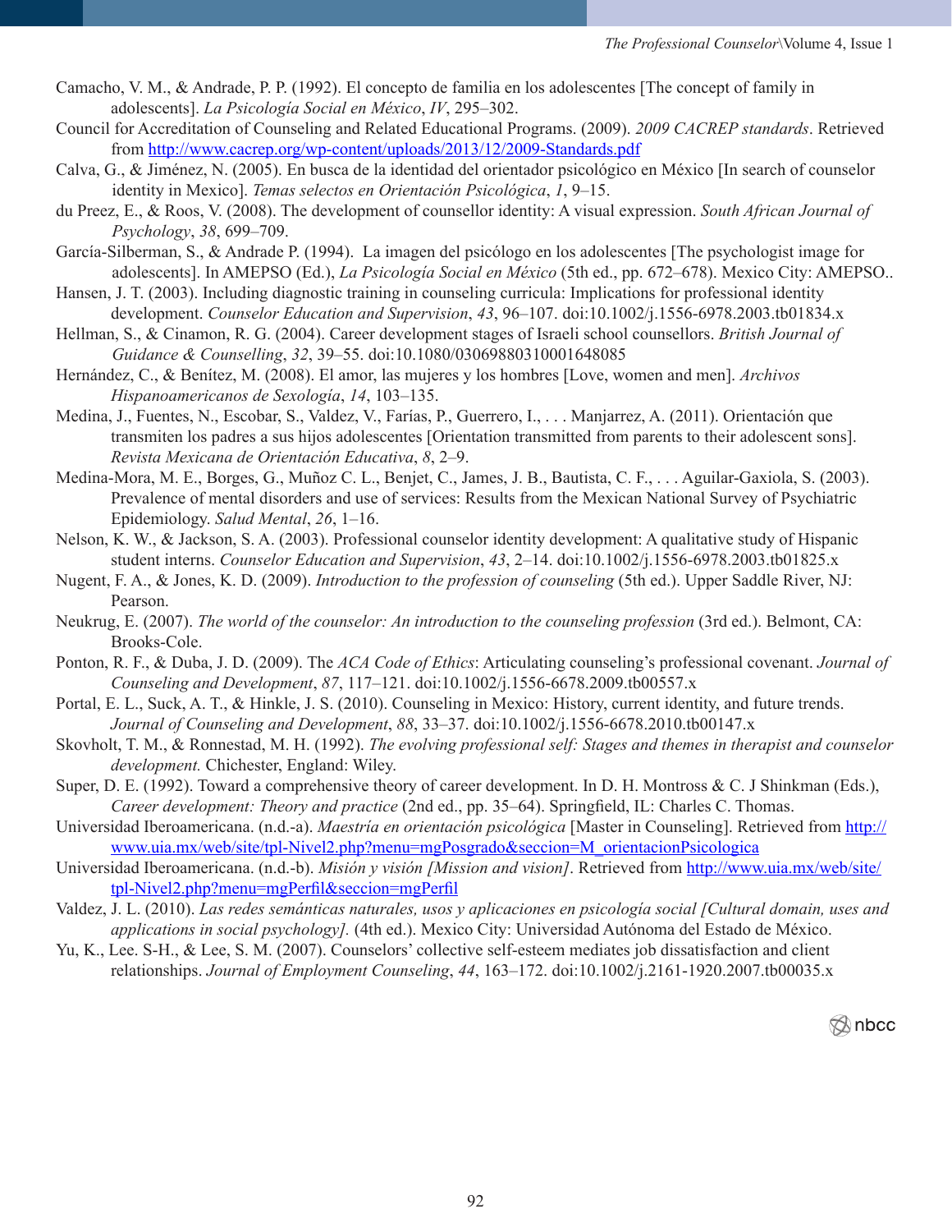Camacho, V. M., & Andrade, P. P. (1992). El concepto de familia en los adolescentes [The concept of family in adolescents]. *La Psicología Social en México*, *IV*, 295–302.

Council for Accreditation of Counseling and Related Educational Programs. (2009). *2009 CACREP standards*. Retrieved from http://www.cacrep.org/wp-content/uploads/2013/12/2009-Standards.pdf

Calva, G., & Jiménez, N. (2005). En busca de la identidad del orientador psicológico en México [In search of counselor identity in Mexico]. *Temas selectos en Orientación Psicológica*, *1*, 9–15.

du Preez, E., & Roos, V. (2008). The development of counsellor identity: A visual expression. *South African Journal of Psychology*, *38*, 699–709.

García-Silberman, S., & Andrade P. (1994). La imagen del psicólogo en los adolescentes [The psychologist image for adolescents]. In AMEPSO (Ed.), *La Psicología Social en México* (5th ed., pp. 672–678). Mexico City: AMEPSO..

Hansen, J. T. (2003). Including diagnostic training in counseling curricula: Implications for professional identity development. *Counselor Education and Supervision*, *43*, 96–107. doi:10.1002/j.1556-6978.2003.tb01834.x

Hellman, S., & Cinamon, R. G. (2004). Career development stages of Israeli school counsellors. *British Journal of Guidance & Counselling*, *32*, 39–55. doi:10.1080/03069880310001648085

Hernández, C., & Benítez, M. (2008). El amor, las mujeres y los hombres [Love, women and men]. *Archivos Hispanoamericanos de Sexología*, *14*, 103–135.

Medina, J., Fuentes, N., Escobar, S., Valdez, V., Farías, P., Guerrero, I., . . . Manjarrez, A. (2011). Orientación que transmiten los padres a sus hijos adolescentes [Orientation transmitted from parents to their adolescent sons]. *Revista Mexicana de Orientación Educativa*, *8*, 2–9.

Medina-Mora, M. E., Borges, G., Muñoz C. L., Benjet, C., James, J. B., Bautista, C. F., . . . Aguilar-Gaxiola, S. (2003). Prevalence of mental disorders and use of services: Results from the Mexican National Survey of Psychiatric Epidemiology. *Salud Mental*, *26*, 1–16.

Nelson, K. W., & Jackson, S. A. (2003). Professional counselor identity development: A qualitative study of Hispanic student interns. *Counselor Education and Supervision*, *43*, 2–14. doi:10.1002/j.1556-6978.2003.tb01825.x

Nugent, F. A., & Jones, K. D. (2009). *Introduction to the profession of counseling* (5th ed.). Upper Saddle River, NJ: Pearson.

Neukrug, E. (2007). *The world of the counselor: An introduction to the counseling profession* (3rd ed.). Belmont, CA: Brooks-Cole.

Ponton, R. F., & Duba, J. D. (2009). The *ACA Code of Ethics*: Articulating counseling's professional covenant. *Journal of Counseling and Development*, *87*, 117–121. doi:10.1002/j.1556-6678.2009.tb00557.x

Portal, E. L., Suck, A. T., & Hinkle, J. S. (2010). Counseling in Mexico: History, current identity, and future trends. *Journal of Counseling and Development*, *88*, 33–37. doi:10.1002/j.1556-6678.2010.tb00147.x

Skovholt, T. M., & Ronnestad, M. H. (1992). *The evolving professional self: Stages and themes in therapist and counselor development.* Chichester, England: Wiley.

Super, D. E. (1992). Toward a comprehensive theory of career development. In D. H. Montross & C. J Shinkman (Eds.), *Career development: Theory and practice* (2nd ed., pp. 35–64). Springfield, IL: Charles C. Thomas.

Universidad Iberoamericana. (n.d.-a). *Maestría en orientación psicológica* [Master in Counseling]. Retrieved from http://www.uia.mx/web/site/tpl-Nivel2.php?menu=mgPosgrado&seccion=M_orientacionPsicologica

Universidad Iberoamericana. (n.d.-b). *Misión y visión [Mission and vision]*. Retrieved from http://www.uia.mx/web/site/tpl-Nivel2.php?menu=mgPerfil&seccion=mgPerfil

Valdez, J. L. (2010). *Las redes semánticas naturales, usos y aplicaciones en psicología social [Cultural domain, uses and applications in social psychology].* (4th ed.). Mexico City: Universidad Autónoma del Estado de México.

Yu, K., Lee. S-H., & Lee, S. M. (2007). Counselors' collective self-esteem mediates job dissatisfaction and client relationships. *Journal of Employment Counseling*, *44*, 163–172. doi:10.1002/j.2161-1920.2007.tb00035.x